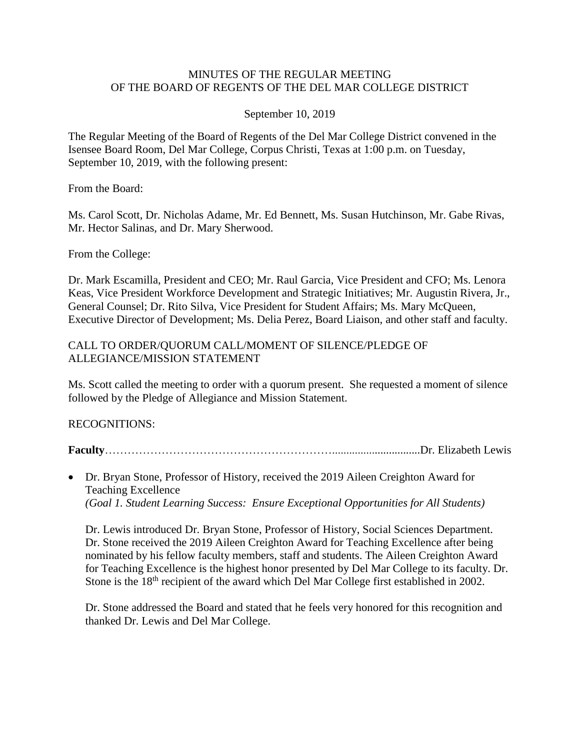# MINUTES OF THE REGULAR MEETING OF THE BOARD OF REGENTS OF THE DEL MAR COLLEGE DISTRICT

September 10, 2019

The Regular Meeting of the Board of Regents of the Del Mar College District convened in the Isensee Board Room, Del Mar College, Corpus Christi, Texas at 1:00 p.m. on Tuesday, September 10, 2019, with the following present:

From the Board:

Ms. Carol Scott, Dr. Nicholas Adame, Mr. Ed Bennett, Ms. Susan Hutchinson, Mr. Gabe Rivas, Mr. Hector Salinas, and Dr. Mary Sherwood.

From the College:

Dr. Mark Escamilla, President and CEO; Mr. Raul Garcia, Vice President and CFO; Ms. Lenora Keas, Vice President Workforce Development and Strategic Initiatives; Mr. Augustin Rivera, Jr., General Counsel; Dr. Rito Silva, Vice President for Student Affairs; Ms. Mary McQueen, Executive Director of Development; Ms. Delia Perez, Board Liaison, and other staff and faculty.

## CALL TO ORDER/QUORUM CALL/MOMENT OF SILENCE/PLEDGE OF ALLEGIANCE/MISSION STATEMENT

Ms. Scott called the meeting to order with a quorum present. She requested a moment of silence followed by the Pledge of Allegiance and Mission Statement.

## RECOGNITIONS:

**Faculty**……………………………………………………................................Dr. Elizabeth Lewis

- Dr. Bryan Stone, Professor of History, received the 2019 Aileen Creighton Award for Teaching Excellence
  *(Goal 1. Student Learning Success: Ensure Exceptional Opportunities for All Students)*

  Dr. Lewis introduced Dr. Bryan Stone, Professor of History, Social Sciences Department. Dr. Stone received the 2019 Aileen Creighton Award for Teaching Excellence after being nominated by his fellow faculty members, staff and students. The Aileen Creighton Award for Teaching Excellence is the highest honor presented by Del Mar College to its faculty. Dr. Stone is the 18th recipient of the award which Del Mar College first established in 2002.

  Dr. Stone addressed the Board and stated that he feels very honored for this recognition and thanked Dr. Lewis and Del Mar College.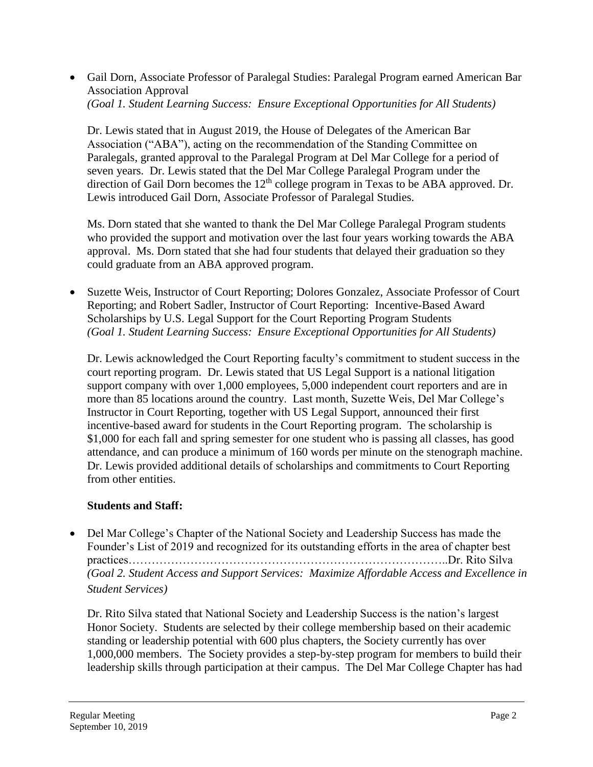- Gail Dorn, Associate Professor of Paralegal Studies: Paralegal Program earned American Bar Association Approval
  *(Goal 1. Student Learning Success: Ensure Exceptional Opportunities for All Students)*

  Dr. Lewis stated that in August 2019, the House of Delegates of the American Bar Association ("ABA"), acting on the recommendation of the Standing Committee on Paralegals, granted approval to the Paralegal Program at Del Mar College for a period of seven years. Dr. Lewis stated that the Del Mar College Paralegal Program under the direction of Gail Dorn becomes the 12th college program in Texas to be ABA approved. Dr. Lewis introduced Gail Dorn, Associate Professor of Paralegal Studies.

  Ms. Dorn stated that she wanted to thank the Del Mar College Paralegal Program students who provided the support and motivation over the last four years working towards the ABA approval. Ms. Dorn stated that she had four students that delayed their graduation so they could graduate from an ABA approved program.

- Suzette Weis, Instructor of Court Reporting; Dolores Gonzalez, Associate Professor of Court Reporting; and Robert Sadler, Instructor of Court Reporting: Incentive-Based Award Scholarships by U.S. Legal Support for the Court Reporting Program Students
  *(Goal 1. Student Learning Success: Ensure Exceptional Opportunities for All Students)*

  Dr. Lewis acknowledged the Court Reporting faculty's commitment to student success in the court reporting program. Dr. Lewis stated that US Legal Support is a national litigation support company with over 1,000 employees, 5,000 independent court reporters and are in more than 85 locations around the country. Last month, Suzette Weis, Del Mar College's Instructor in Court Reporting, together with US Legal Support, announced their first incentive-based award for students in the Court Reporting program. The scholarship is $1,000 for each fall and spring semester for one student who is passing all classes, has good attendance, and can produce a minimum of 160 words per minute on the stenograph machine. Dr. Lewis provided additional details of scholarships and commitments to Court Reporting from other entities.

**Students and Staff:**

- Del Mar College's Chapter of the National Society and Leadership Success has made the Founder's List of 2019 and recognized for its outstanding efforts in the area of chapter best practices……………………………………………………………………..Dr. Rito Silva
  *(Goal 2. Student Access and Support Services: Maximize Affordable Access and Excellence in Student Services)*

  Dr. Rito Silva stated that National Society and Leadership Success is the nation's largest Honor Society. Students are selected by their college membership based on their academic standing or leadership potential with 600 plus chapters, the Society currently has over 1,000,000 members. The Society provides a step-by-step program for members to build their leadership skills through participation at their campus. The Del Mar College Chapter has had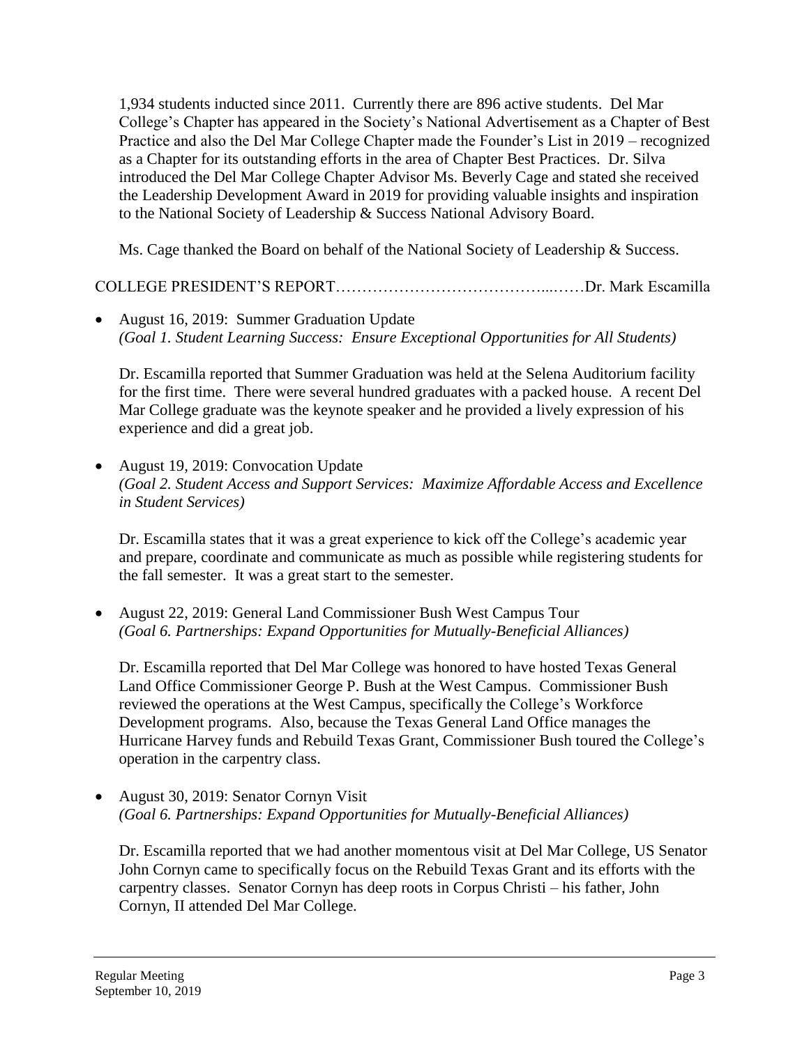1,934 students inducted since 2011. Currently there are 896 active students. Del Mar College's Chapter has appeared in the Society's National Advertisement as a Chapter of Best Practice and also the Del Mar College Chapter made the Founder's List in 2019 – recognized as a Chapter for its outstanding efforts in the area of Chapter Best Practices. Dr. Silva introduced the Del Mar College Chapter Advisor Ms. Beverly Cage and stated she received the Leadership Development Award in 2019 for providing valuable insights and inspiration to the National Society of Leadership & Success National Advisory Board.

Ms. Cage thanked the Board on behalf of the National Society of Leadership & Success.

COLLEGE PRESIDENT'S REPORT…………………………………...……Dr. Mark Escamilla

- August 16, 2019: Summer Graduation Update
  *(Goal 1. Student Learning Success: Ensure Exceptional Opportunities for All Students)*

  Dr. Escamilla reported that Summer Graduation was held at the Selena Auditorium facility for the first time. There were several hundred graduates with a packed house. A recent Del Mar College graduate was the keynote speaker and he provided a lively expression of his experience and did a great job.

- August 19, 2019: Convocation Update
  *(Goal 2. Student Access and Support Services: Maximize Affordable Access and Excellence in Student Services)*

  Dr. Escamilla states that it was a great experience to kick off the College's academic year and prepare, coordinate and communicate as much as possible while registering students for the fall semester. It was a great start to the semester.

- August 22, 2019: General Land Commissioner Bush West Campus Tour
  *(Goal 6. Partnerships: Expand Opportunities for Mutually-Beneficial Alliances)*

  Dr. Escamilla reported that Del Mar College was honored to have hosted Texas General Land Office Commissioner George P. Bush at the West Campus. Commissioner Bush reviewed the operations at the West Campus, specifically the College's Workforce Development programs. Also, because the Texas General Land Office manages the Hurricane Harvey funds and Rebuild Texas Grant, Commissioner Bush toured the College's operation in the carpentry class.

- August 30, 2019: Senator Cornyn Visit
  *(Goal 6. Partnerships: Expand Opportunities for Mutually-Beneficial Alliances)*

  Dr. Escamilla reported that we had another momentous visit at Del Mar College, US Senator John Cornyn came to specifically focus on the Rebuild Texas Grant and its efforts with the carpentry classes. Senator Cornyn has deep roots in Corpus Christi – his father, John Cornyn, II attended Del Mar College.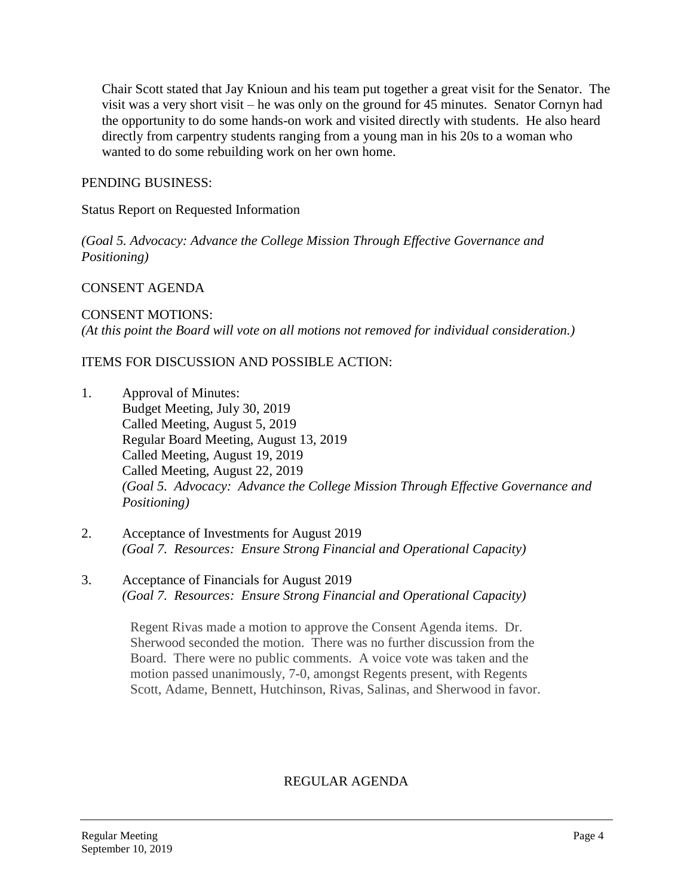Chair Scott stated that Jay Knioun and his team put together a great visit for the Senator. The visit was a very short visit – he was only on the ground for 45 minutes. Senator Cornyn had the opportunity to do some hands-on work and visited directly with students. He also heard directly from carpentry students ranging from a young man in his 20s to a woman who wanted to do some rebuilding work on her own home.

PENDING BUSINESS:

Status Report on Requested Information

*(Goal 5. Advocacy: Advance the College Mission Through Effective Governance and Positioning)*

CONSENT AGENDA

CONSENT MOTIONS:
*(At this point the Board will vote on all motions not removed for individual consideration.)*

ITEMS FOR DISCUSSION AND POSSIBLE ACTION:

1. Approval of Minutes:
   Budget Meeting, July 30, 2019
   Called Meeting, August 5, 2019
   Regular Board Meeting, August 13, 2019
   Called Meeting, August 19, 2019
   Called Meeting, August 22, 2019
   *(Goal 5. Advocacy: Advance the College Mission Through Effective Governance and Positioning)*

2. Acceptance of Investments for August 2019
   *(Goal 7. Resources: Ensure Strong Financial and Operational Capacity)*

3. Acceptance of Financials for August 2019
   *(Goal 7. Resources: Ensure Strong Financial and Operational Capacity)*

   Regent Rivas made a motion to approve the Consent Agenda items. Dr. Sherwood seconded the motion. There was no further discussion from the Board. There were no public comments. A voice vote was taken and the motion passed unanimously, 7-0, amongst Regents present, with Regents Scott, Adame, Bennett, Hutchinson, Rivas, Salinas, and Sherwood in favor.

REGULAR AGENDA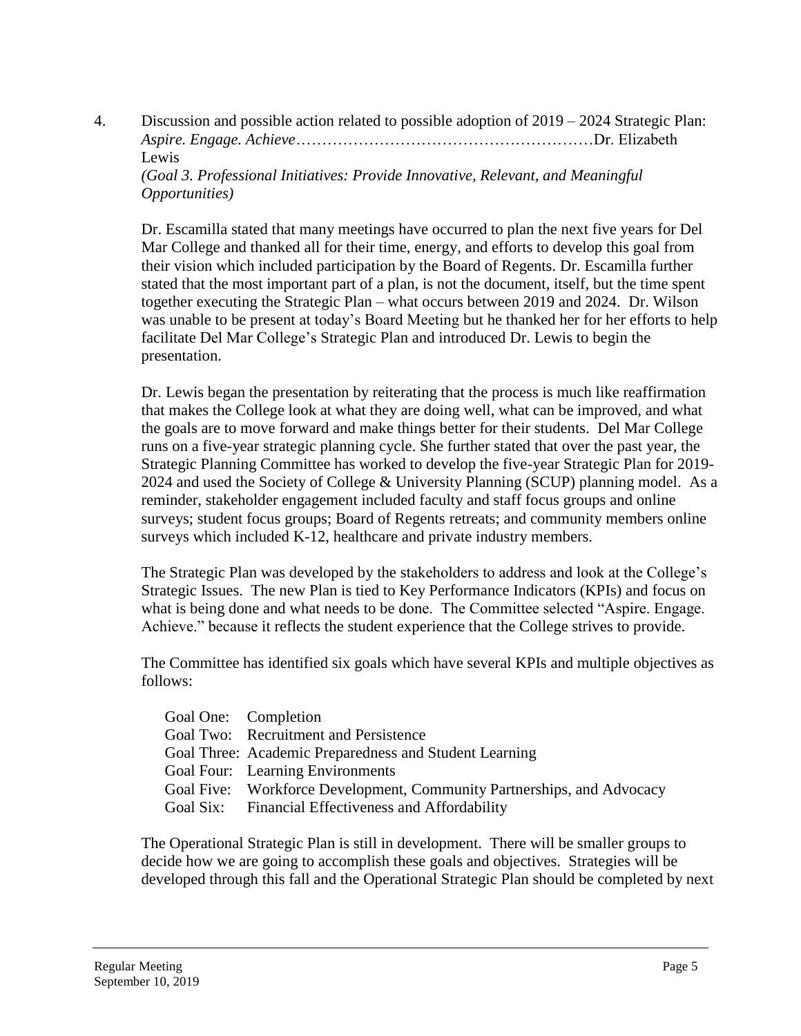4. Discussion and possible action related to possible adoption of 2019 – 2024 Strategic Plan: *Aspire. Engage. Achieve*…………………………………………………Dr. Elizabeth Lewis
*(Goal 3. Professional Initiatives: Provide Innovative, Relevant, and Meaningful Opportunities)*

Dr. Escamilla stated that many meetings have occurred to plan the next five years for Del Mar College and thanked all for their time, energy, and efforts to develop this goal from their vision which included participation by the Board of Regents. Dr. Escamilla further stated that the most important part of a plan, is not the document, itself, but the time spent together executing the Strategic Plan – what occurs between 2019 and 2024. Dr. Wilson was unable to be present at today's Board Meeting but he thanked her for her efforts to help facilitate Del Mar College's Strategic Plan and introduced Dr. Lewis to begin the presentation.

Dr. Lewis began the presentation by reiterating that the process is much like reaffirmation that makes the College look at what they are doing well, what can be improved, and what the goals are to move forward and make things better for their students. Del Mar College runs on a five-year strategic planning cycle. She further stated that over the past year, the Strategic Planning Committee has worked to develop the five-year Strategic Plan for 2019-2024 and used the Society of College & University Planning (SCUP) planning model. As a reminder, stakeholder engagement included faculty and staff focus groups and online surveys; student focus groups; Board of Regents retreats; and community members online surveys which included K-12, healthcare and private industry members.

The Strategic Plan was developed by the stakeholders to address and look at the College's Strategic Issues. The new Plan is tied to Key Performance Indicators (KPIs) and focus on what is being done and what needs to be done. The Committee selected "Aspire. Engage. Achieve." because it reflects the student experience that the College strives to provide.

The Committee has identified six goals which have several KPIs and multiple objectives as follows:

Goal One: Completion
Goal Two: Recruitment and Persistence
Goal Three: Academic Preparedness and Student Learning
Goal Four: Learning Environments
Goal Five: Workforce Development, Community Partnerships, and Advocacy
Goal Six: Financial Effectiveness and Affordability

The Operational Strategic Plan is still in development. There will be smaller groups to decide how we are going to accomplish these goals and objectives. Strategies will be developed through this fall and the Operational Strategic Plan should be completed by next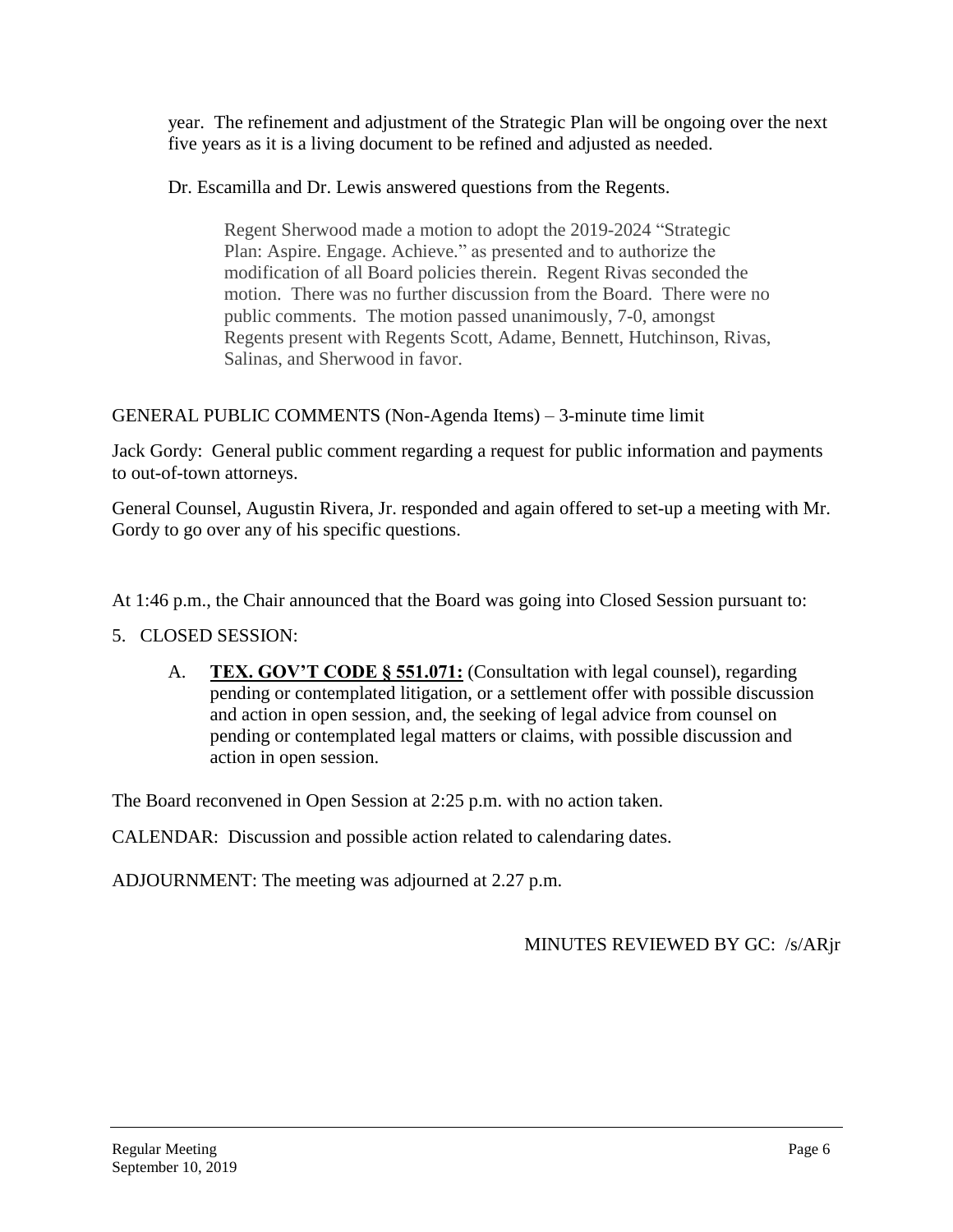year. The refinement and adjustment of the Strategic Plan will be ongoing over the next five years as it is a living document to be refined and adjusted as needed.

Dr. Escamilla and Dr. Lewis answered questions from the Regents.

> Regent Sherwood made a motion to adopt the 2019-2024 "Strategic Plan: Aspire. Engage. Achieve." as presented and to authorize the modification of all Board policies therein. Regent Rivas seconded the motion. There was no further discussion from the Board. There were no public comments. The motion passed unanimously, 7-0, amongst Regents present with Regents Scott, Adame, Bennett, Hutchinson, Rivas, Salinas, and Sherwood in favor.

GENERAL PUBLIC COMMENTS (Non-Agenda Items) – 3-minute time limit

Jack Gordy: General public comment regarding a request for public information and payments to out-of-town attorneys.

General Counsel, Augustin Rivera, Jr. responded and again offered to set-up a meeting with Mr. Gordy to go over any of his specific questions.

At 1:46 p.m., the Chair announced that the Board was going into Closed Session pursuant to:

5. CLOSED SESSION:

   A. **TEX. GOV'T CODE § 551.071:** (Consultation with legal counsel), regarding pending or contemplated litigation, or a settlement offer with possible discussion and action in open session, and, the seeking of legal advice from counsel on pending or contemplated legal matters or claims, with possible discussion and action in open session.

The Board reconvened in Open Session at 2:25 p.m. with no action taken.

CALENDAR: Discussion and possible action related to calendaring dates.

ADJOURNMENT: The meeting was adjourned at 2.27 p.m.

MINUTES REVIEWED BY GC: /s/ARjr